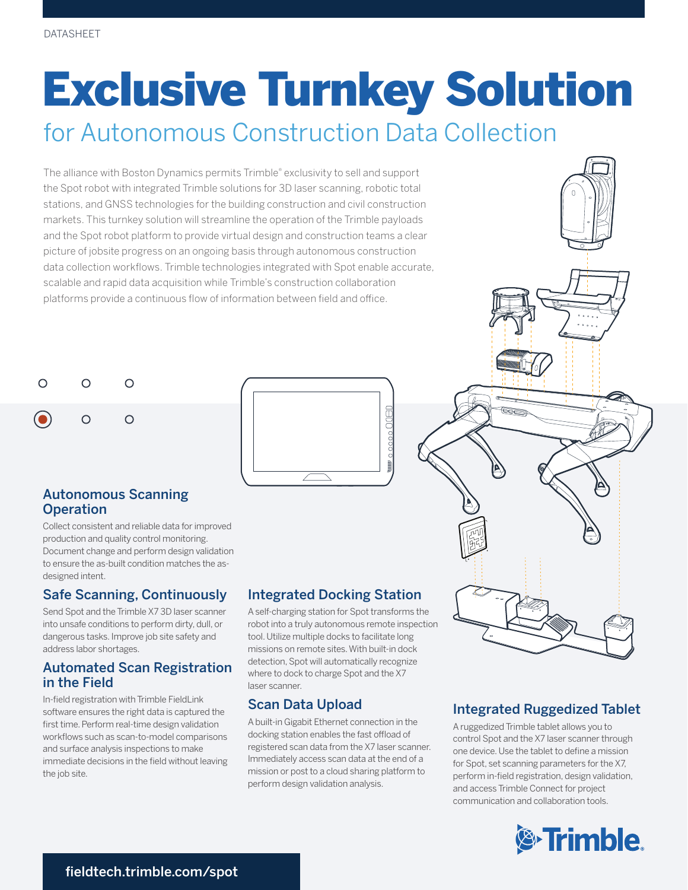DATASHEET

# Exclusive Turnkey Solution

## for Autonomous Construction Data Collection

The alliance with Boston Dynamics permits Trimble® exclusivity to sell and support the Spot robot with integrated Trimble solutions for 3D laser scanning, robotic total stations, and GNSS technologies for the building construction and civil construction markets. This turnkey solution will streamline the operation of the Trimble payloads and the Spot robot platform to provide virtual design and construction teams a clear picture of jobsite progress on an ongoing basis through autonomous construction data collection workflows. Trimble technologies integrated with Spot enable accurate, scalable and rapid data acquisition while Trimble's construction collaboration platforms provide a continuous flow of information between field and office.

### Autonomous Scanning Operation

Collect consistent and reliable data for improved production and quality control monitoring. Document change and perform design validation to ensure the as-built condition matches the as-designed intent.

### Safe Scanning, Continuously

Send Spot and the Trimble X7 3D laser scanner into unsafe conditions to perform dirty, dull, or dangerous tasks. Improve job site safety and address labor shortages.

### Automated Scan Registration in the Field

In-field registration with Trimble FieldLink software ensures the right data is captured the first time. Perform real-time design validation workflows such as scan-to-model comparisons and surface analysis inspections to make immediate decisions in the field without leaving the job site.

### Integrated Docking Station

A self-charging station for Spot transforms the robot into a truly autonomous remote inspection tool. Utilize multiple docks to facilitate long missions on remote sites. With built-in dock detection, Spot will automatically recognize where to dock to charge Spot and the X7 laser scanner.

### Scan Data Upload

A built-in Gigabit Ethernet connection in the docking station enables the fast offload of registered scan data from the X7 laser scanner. Immediately access scan data at the end of a mission or post to a cloud sharing platform to perform design validation analysis.

### Integrated Ruggedized Tablet

A ruggedized Trimble tablet allows you to control Spot and the X7 laser scanner through one device. Use the tablet to define a mission for Spot, set scanning parameters for the X7, perform in-field registration, design validation, and access Trimble Connect for project communication and collaboration tools.

Trimble.

fieldtech.trimble.com/spot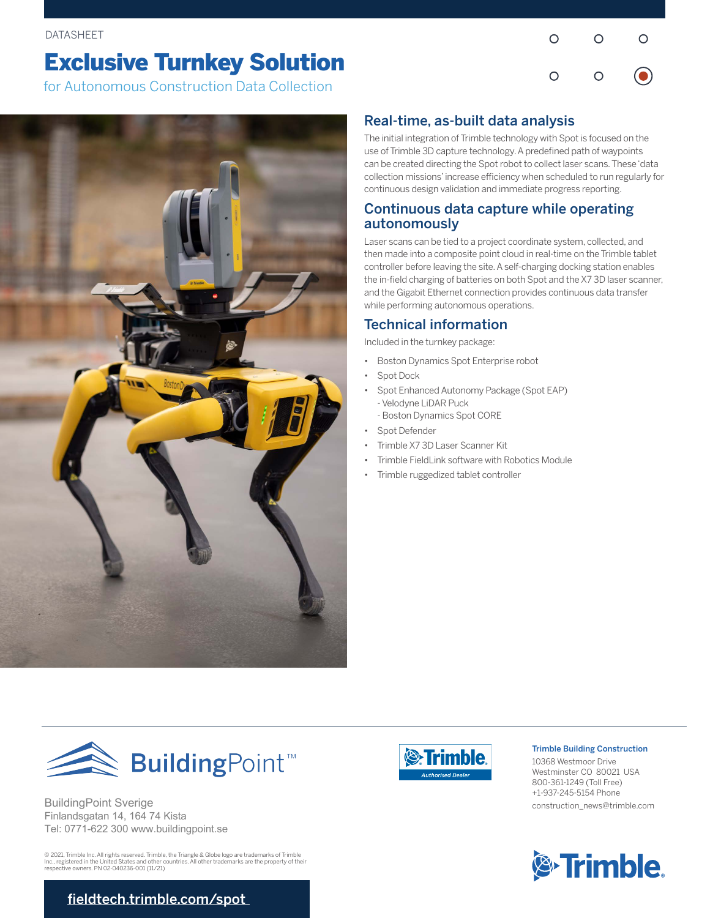DATASHEET

# Exclusive Turnkey Solution

for Autonomous Construction Data Collection

## Real-time, as-built data analysis

The initial integration of Trimble technology with Spot is focused on the use of Trimble 3D capture technology. A predefined path of waypoints can be created directing the Spot robot to collect laser scans. These 'data collection missions' increase efficiency when scheduled to run regularly for continuous design validation and immediate progress reporting.

## Continuous data capture while operating autonomously

Laser scans can be tied to a project coordinate system, collected, and then made into a composite point cloud in real-time on the Trimble tablet controller before leaving the site. A self-charging docking station enables the in-field charging of batteries on both Spot and the X7 3D laser scanner, and the Gigabit Ethernet connection provides continuous data transfer while performing autonomous operations.

## Technical information

Included in the turnkey package:

- Boston Dynamics Spot Enterprise robot
- Spot Dock
- Spot Enhanced Autonomy Package (Spot EAP)
  - Velodyne LiDAR Puck
  - Boston Dynamics Spot CORE
- Spot Defender
- Trimble X7 3D Laser Scanner Kit
- Trimble FieldLink software with Robotics Module
- Trimble ruggedized tablet controller

BuildingPoint™

BuildingPoint Sverige
Finlandsgatan 14, 164 74 Kista
Tel: 0771-622 300 www.buildingpoint.se

Trimble Authorised Dealer

**Trimble Building Construction**
10368 Westmoor Drive
Westminster CO 80021 USA
800-361-1249 (Toll Free)
+1-937-245-5154 Phone
construction_news@trimble.com

© 2021, Trimble Inc. All rights reserved. Trimble, the Triangle & Globe logo are trademarks of Trimble Inc., registered in the United States and other countries. All other trademarks are the property of their respective owners. PN 02-040236-001 (11/21)

fieldtech.trimble.com/spot

Trimble